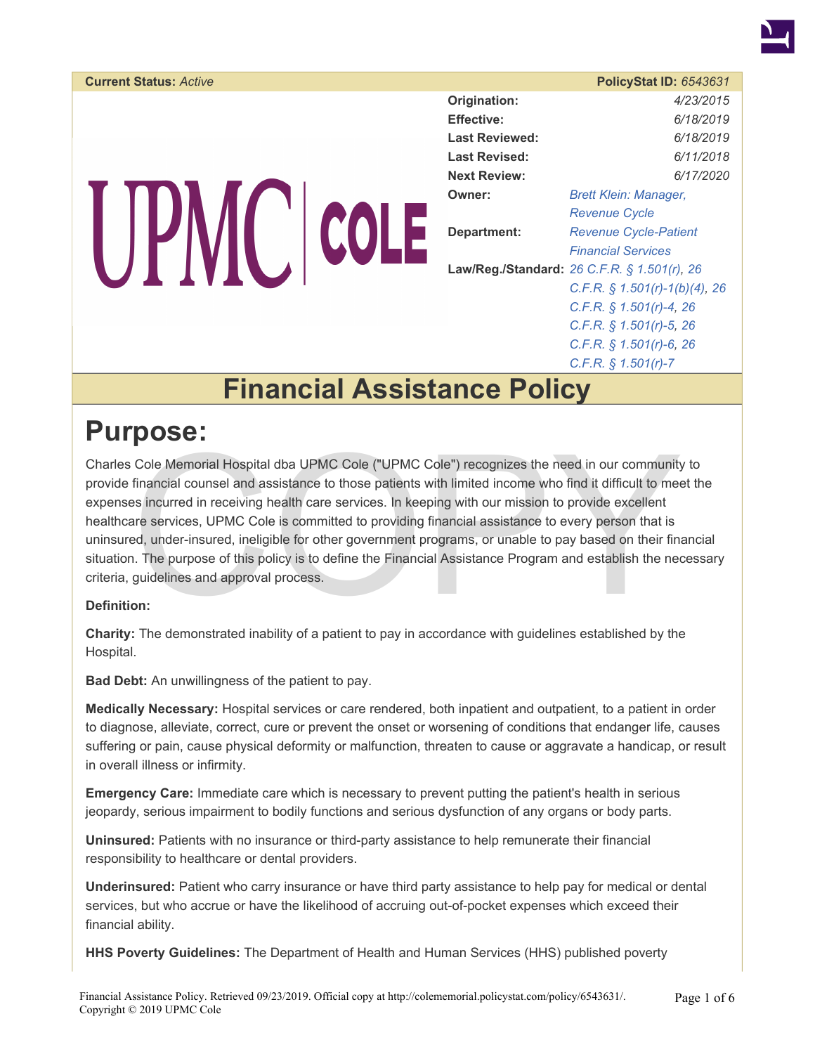| **Current Status:** *Active* | **PolicyStat ID:** *6543631* |
| --- | --- |
| **Origination:** | *4/23/2015* |
| **Effective:** | *6/18/2019* |
| **Last Reviewed:** | *6/18/2019* |
| **Last Revised:** | *6/11/2018* |
| **Next Review:** | *6/17/2020* |
| **Owner:** | *Brett Klein: Manager, Revenue Cycle* |
| **Department:** | *Revenue Cycle-Patient Financial Services* |
| **Law/Reg./Standard:** | *26 C.F.R. § 1.501(r), 26 C.F.R. § 1.501(r)-1(b)(4), 26 C.F.R. § 1.501(r)-4, 26 C.F.R. § 1.501(r)-5, 26 C.F.R. § 1.501(r)-6, 26 C.F.R. § 1.501(r)-7* |

UPMC | COLE

# Financial Assistance Policy

## Purpose:

Charles Cole Memorial Hospital dba UPMC Cole ("UPMC Cole") recognizes the need in our community to provide financial counsel and assistance to those patients with limited income who find it difficult to meet the expenses incurred in receiving health care services. In keeping with our mission to provide excellent healthcare services, UPMC Cole is committed to providing financial assistance to every person that is uninsured, under-insured, ineligible for other government programs, or unable to pay based on their financial situation. The purpose of this policy is to define the Financial Assistance Program and establish the necessary criteria, guidelines and approval process.

**Definition:**

**Charity:** The demonstrated inability of a patient to pay in accordance with guidelines established by the Hospital.

**Bad Debt:** An unwillingness of the patient to pay.

**Medically Necessary:** Hospital services or care rendered, both inpatient and outpatient, to a patient in order to diagnose, alleviate, correct, cure or prevent the onset or worsening of conditions that endanger life, causes suffering or pain, cause physical deformity or malfunction, threaten to cause or aggravate a handicap, or result in overall illness or infirmity.

**Emergency Care:** Immediate care which is necessary to prevent putting the patient's health in serious jeopardy, serious impairment to bodily functions and serious dysfunction of any organs or body parts.

**Uninsured:** Patients with no insurance or third-party assistance to help remunerate their financial responsibility to healthcare or dental providers.

**Underinsured:** Patient who carry insurance or have third party assistance to help pay for medical or dental services, but who accrue or have the likelihood of accruing out-of-pocket expenses which exceed their financial ability.

**HHS Poverty Guidelines:** The Department of Health and Human Services (HHS) published poverty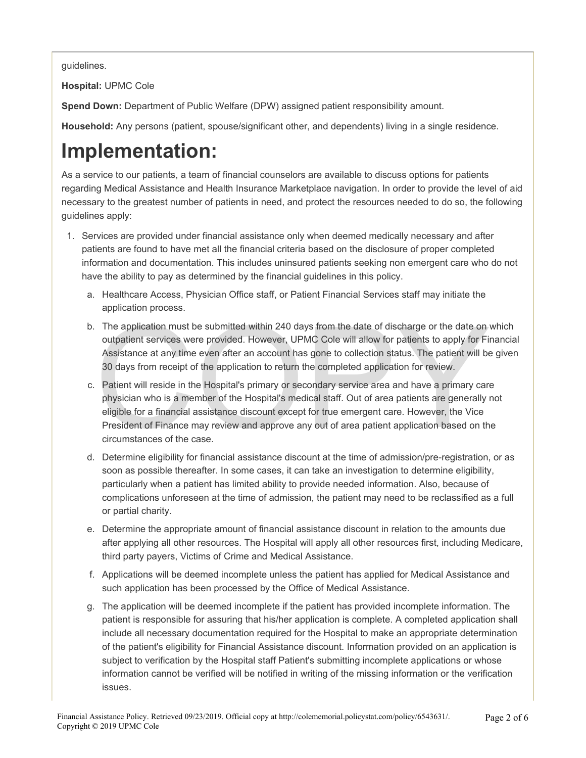guidelines.

**Hospital:** UPMC Cole

**Spend Down:** Department of Public Welfare (DPW) assigned patient responsibility amount.

**Household:** Any persons (patient, spouse/significant other, and dependents) living in a single residence.

# Implementation:

As a service to our patients, a team of financial counselors are available to discuss options for patients regarding Medical Assistance and Health Insurance Marketplace navigation. In order to provide the level of aid necessary to the greatest number of patients in need, and protect the resources needed to do so, the following guidelines apply:

1. Services are provided under financial assistance only when deemed medically necessary and after patients are found to have met all the financial criteria based on the disclosure of proper completed information and documentation. This includes uninsured patients seeking non emergent care who do not have the ability to pay as determined by the financial guidelines in this policy.
   a. Healthcare Access, Physician Office staff, or Patient Financial Services staff may initiate the application process.
   b. The application must be submitted within 240 days from the date of discharge or the date on which outpatient services were provided. However, UPMC Cole will allow for patients to apply for Financial Assistance at any time even after an account has gone to collection status. The patient will be given 30 days from receipt of the application to return the completed application for review.
   c. Patient will reside in the Hospital's primary or secondary service area and have a primary care physician who is a member of the Hospital's medical staff. Out of area patients are generally not eligible for a financial assistance discount except for true emergent care. However, the Vice President of Finance may review and approve any out of area patient application based on the circumstances of the case.
   d. Determine eligibility for financial assistance discount at the time of admission/pre-registration, or as soon as possible thereafter. In some cases, it can take an investigation to determine eligibility, particularly when a patient has limited ability to provide needed information. Also, because of complications unforeseen at the time of admission, the patient may need to be reclassified as a full or partial charity.
   e. Determine the appropriate amount of financial assistance discount in relation to the amounts due after applying all other resources. The Hospital will apply all other resources first, including Medicare, third party payers, Victims of Crime and Medical Assistance.
   f. Applications will be deemed incomplete unless the patient has applied for Medical Assistance and such application has been processed by the Office of Medical Assistance.
   g. The application will be deemed incomplete if the patient has provided incomplete information. The patient is responsible for assuring that his/her application is complete. A completed application shall include all necessary documentation required for the Hospital to make an appropriate determination of the patient's eligibility for Financial Assistance discount. Information provided on an application is subject to verification by the Hospital staff Patient's submitting incomplete applications or whose information cannot be verified will be notified in writing of the missing information or the verification issues.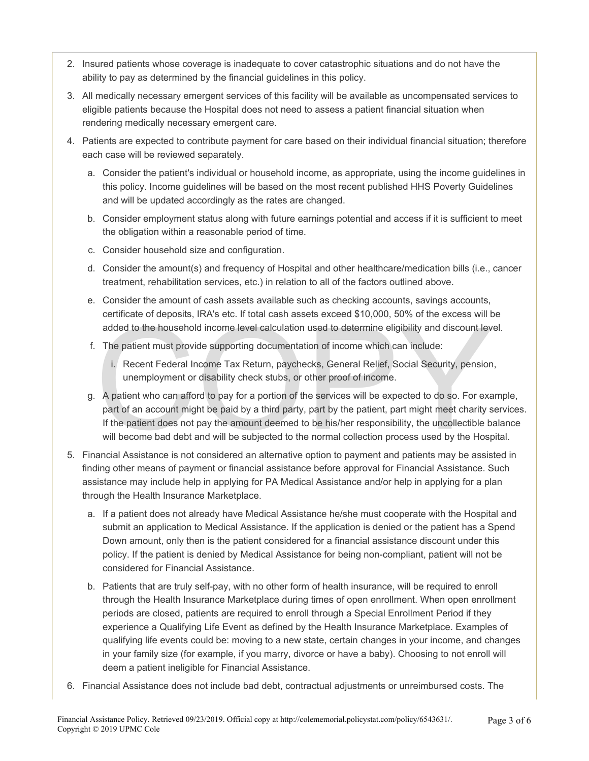2. Insured patients whose coverage is inadequate to cover catastrophic situations and do not have the ability to pay as determined by the financial guidelines in this policy.
3. All medically necessary emergent services of this facility will be available as uncompensated services to eligible patients because the Hospital does not need to assess a patient financial situation when rendering medically necessary emergent care.
4. Patients are expected to contribute payment for care based on their individual financial situation; therefore each case will be reviewed separately.
   a. Consider the patient's individual or household income, as appropriate, using the income guidelines in this policy. Income guidelines will be based on the most recent published HHS Poverty Guidelines and will be updated accordingly as the rates are changed.
   b. Consider employment status along with future earnings potential and access if it is sufficient to meet the obligation within a reasonable period of time.
   c. Consider household size and configuration.
   d. Consider the amount(s) and frequency of Hospital and other healthcare/medication bills (i.e., cancer treatment, rehabilitation services, etc.) in relation to all of the factors outlined above.
   e. Consider the amount of cash assets available such as checking accounts, savings accounts, certificate of deposits, IRA's etc. If total cash assets exceed $10,000, 50% of the excess will be added to the household income level calculation used to determine eligibility and discount level.
   f. The patient must provide supporting documentation of income which can include:
      i. Recent Federal Income Tax Return, paychecks, General Relief, Social Security, pension, unemployment or disability check stubs, or other proof of income.
   g. A patient who can afford to pay for a portion of the services will be expected to do so. For example, part of an account might be paid by a third party, part by the patient, part might meet charity services. If the patient does not pay the amount deemed to be his/her responsibility, the uncollectible balance will become bad debt and will be subjected to the normal collection process used by the Hospital.
5. Financial Assistance is not considered an alternative option to payment and patients may be assisted in finding other means of payment or financial assistance before approval for Financial Assistance. Such assistance may include help in applying for PA Medical Assistance and/or help in applying for a plan through the Health Insurance Marketplace.
   a. If a patient does not already have Medical Assistance he/she must cooperate with the Hospital and submit an application to Medical Assistance. If the application is denied or the patient has a Spend Down amount, only then is the patient considered for a financial assistance discount under this policy. If the patient is denied by Medical Assistance for being non-compliant, patient will not be considered for Financial Assistance.
   b. Patients that are truly self-pay, with no other form of health insurance, will be required to enroll through the Health Insurance Marketplace during times of open enrollment. When open enrollment periods are closed, patients are required to enroll through a Special Enrollment Period if they experience a Qualifying Life Event as defined by the Health Insurance Marketplace. Examples of qualifying life events could be: moving to a new state, certain changes in your income, and changes in your family size (for example, if you marry, divorce or have a baby). Choosing to not enroll will deem a patient ineligible for Financial Assistance.
6. Financial Assistance does not include bad debt, contractual adjustments or unreimbursed costs. The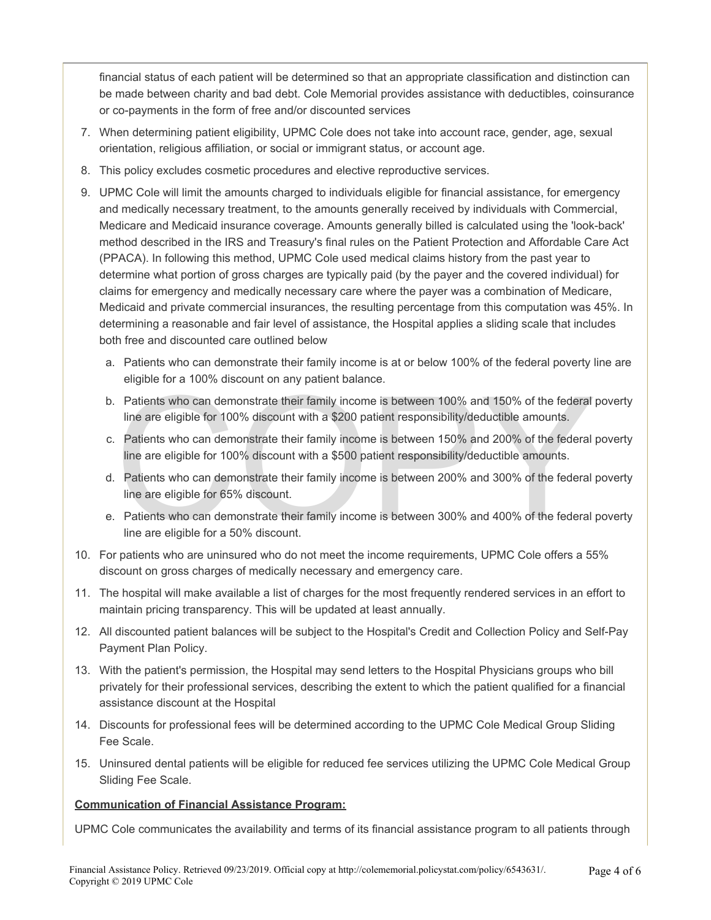financial status of each patient will be determined so that an appropriate classification and distinction can be made between charity and bad debt. Cole Memorial provides assistance with deductibles, coinsurance or co-payments in the form of free and/or discounted services

7. When determining patient eligibility, UPMC Cole does not take into account race, gender, age, sexual orientation, religious affiliation, or social or immigrant status, or account age.
8. This policy excludes cosmetic procedures and elective reproductive services.
9. UPMC Cole will limit the amounts charged to individuals eligible for financial assistance, for emergency and medically necessary treatment, to the amounts generally received by individuals with Commercial, Medicare and Medicaid insurance coverage. Amounts generally billed is calculated using the 'look-back' method described in the IRS and Treasury's final rules on the Patient Protection and Affordable Care Act (PPACA). In following this method, UPMC Cole used medical claims history from the past year to determine what portion of gross charges are typically paid (by the payer and the covered individual) for claims for emergency and medically necessary care where the payer was a combination of Medicare, Medicaid and private commercial insurances, the resulting percentage from this computation was 45%. In determining a reasonable and fair level of assistance, the Hospital applies a sliding scale that includes both free and discounted care outlined below
   a. Patients who can demonstrate their family income is at or below 100% of the federal poverty line are eligible for a 100% discount on any patient balance.
   b. Patients who can demonstrate their family income is between 100% and 150% of the federal poverty line are eligible for 100% discount with a $200 patient responsibility/deductible amounts.
   c. Patients who can demonstrate their family income is between 150% and 200% of the federal poverty line are eligible for 100% discount with a $500 patient responsibility/deductible amounts.
   d. Patients who can demonstrate their family income is between 200% and 300% of the federal poverty line are eligible for 65% discount.
   e. Patients who can demonstrate their family income is between 300% and 400% of the federal poverty line are eligible for a 50% discount.
10. For patients who are uninsured who do not meet the income requirements, UPMC Cole offers a 55% discount on gross charges of medically necessary and emergency care.
11. The hospital will make available a list of charges for the most frequently rendered services in an effort to maintain pricing transparency. This will be updated at least annually.
12. All discounted patient balances will be subject to the Hospital's Credit and Collection Policy and Self-Pay Payment Plan Policy.
13. With the patient's permission, the Hospital may send letters to the Hospital Physicians groups who bill privately for their professional services, describing the extent to which the patient qualified for a financial assistance discount at the Hospital
14. Discounts for professional fees will be determined according to the UPMC Cole Medical Group Sliding Fee Scale.
15. Uninsured dental patients will be eligible for reduced fee services utilizing the UPMC Cole Medical Group Sliding Fee Scale.

**Communication of Financial Assistance Program:**

UPMC Cole communicates the availability and terms of its financial assistance program to all patients through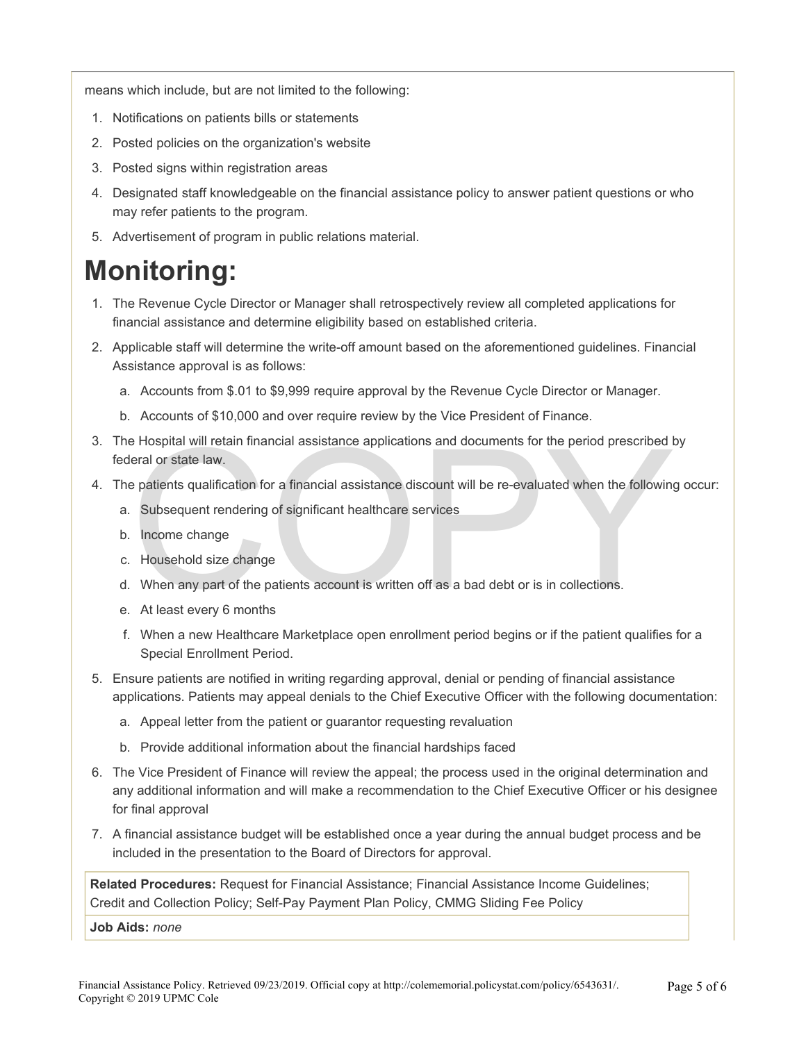means which include, but are not limited to the following:

1. Notifications on patients bills or statements
2. Posted policies on the organization's website
3. Posted signs within registration areas
4. Designated staff knowledgeable on the financial assistance policy to answer patient questions or who may refer patients to the program.
5. Advertisement of program in public relations material.

# Monitoring:

1. The Revenue Cycle Director or Manager shall retrospectively review all completed applications for financial assistance and determine eligibility based on established criteria.
2. Applicable staff will determine the write-off amount based on the aforementioned guidelines. Financial Assistance approval is as follows:
   a. Accounts from $.01 to $9,999 require approval by the Revenue Cycle Director or Manager.
   b. Accounts of $10,000 and over require review by the Vice President of Finance.
3. The Hospital will retain financial assistance applications and documents for the period prescribed by federal or state law.
4. The patients qualification for a financial assistance discount will be re-evaluated when the following occur:
   a. Subsequent rendering of significant healthcare services
   b. Income change
   c. Household size change
   d. When any part of the patients account is written off as a bad debt or is in collections.
   e. At least every 6 months
   f. When a new Healthcare Marketplace open enrollment period begins or if the patient qualifies for a Special Enrollment Period.
5. Ensure patients are notified in writing regarding approval, denial or pending of financial assistance applications. Patients may appeal denials to the Chief Executive Officer with the following documentation:
   a. Appeal letter from the patient or guarantor requesting revaluation
   b. Provide additional information about the financial hardships faced
6. The Vice President of Finance will review the appeal; the process used in the original determination and any additional information and will make a recommendation to the Chief Executive Officer or his designee for final approval
7. A financial assistance budget will be established once a year during the annual budget process and be included in the presentation to the Board of Directors for approval.

**Related Procedures:** Request for Financial Assistance; Financial Assistance Income Guidelines; Credit and Collection Policy; Self-Pay Payment Plan Policy, CMMG Sliding Fee Policy

**Job Aids:** *none*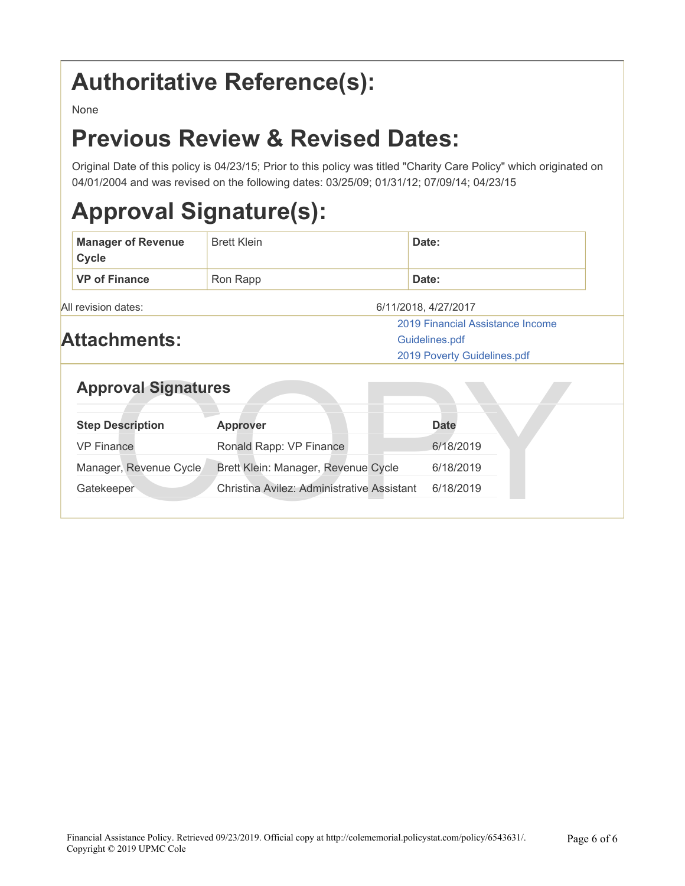# Authoritative Reference(s):

None

# Previous Review & Revised Dates:

Original Date of this policy is 04/23/15; Prior to this policy was titled "Charity Care Policy" which originated on 04/01/2004 and was revised on the following dates: 03/25/09; 01/31/12; 07/09/14; 04/23/15

# Approval Signature(s):

| | | |
|---|---|---|
| **Manager of Revenue Cycle** | Brett Klein | **Date:** |
| **VP of Finance** | Ron Rapp | **Date:** |

All revision dates: 6/11/2018, 4/27/2017

## Attachments:

2019 Financial Assistance Income Guidelines.pdf

2019 Poverty Guidelines.pdf

### Approval Signatures

| Step Description | Approver | Date |
|---|---|---|
| VP Finance | Ronald Rapp: VP Finance | 6/18/2019 |
| Manager, Revenue Cycle | Brett Klein: Manager, Revenue Cycle | 6/18/2019 |
| Gatekeeper | Christina Avilez: Administrative Assistant | 6/18/2019 |

COPY

Financial Assistance Policy. Retrieved 09/23/2019. Official copy at http://colememorial.policystat.com/policy/6543631/. Copyright © 2019 UPMC Cole